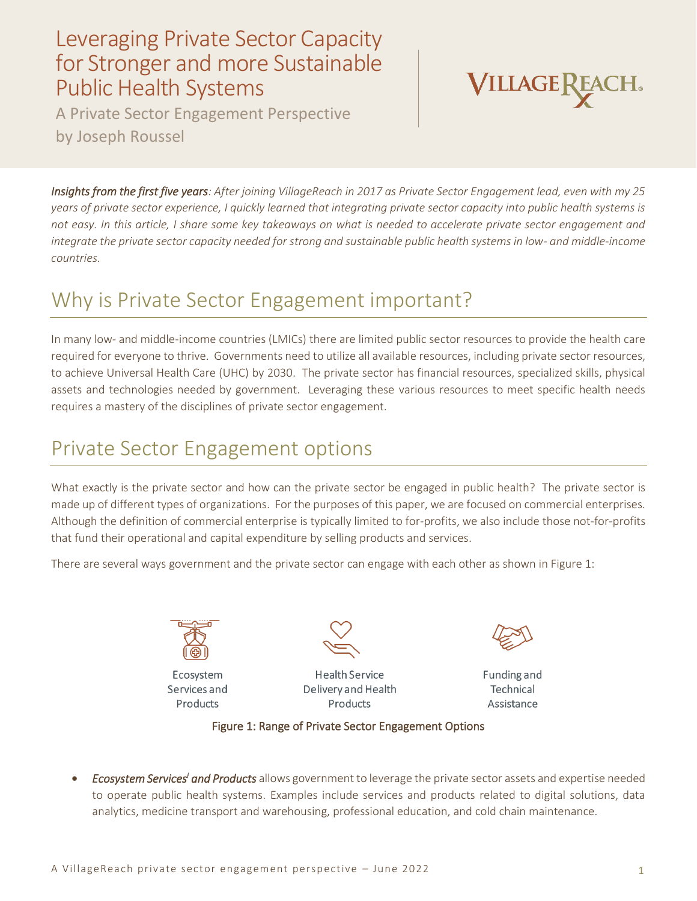# Leveraging Private Sector Capacity for Stronger and more Sustainable Public Health Systems

A Private Sector Engagement Perspective
by Joseph Roussel

VILLAGEREACH

***Insights from the first five years**: After joining VillageReach in 2017 as Private Sector Engagement lead, even with my 25 years of private sector experience, I quickly learned that integrating private sector capacity into public health systems is not easy. In this article, I share some key takeaways on what is needed to accelerate private sector engagement and integrate the private sector capacity needed for strong and sustainable public health systems in low- and middle-income countries.*

## Why is Private Sector Engagement important?

In many low- and middle-income countries (LMICs) there are limited public sector resources to provide the health care required for everyone to thrive. Governments need to utilize all available resources, including private sector resources, to achieve Universal Health Care (UHC) by 2030. The private sector has financial resources, specialized skills, physical assets and technologies needed by government. Leveraging these various resources to meet specific health needs requires a mastery of the disciplines of private sector engagement.

## Private Sector Engagement options

What exactly is the private sector and how can the private sector be engaged in public health? The private sector is made up of different types of organizations. For the purposes of this paper, we are focused on commercial enterprises. Although the definition of commercial enterprise is typically limited to for-profits, we also include those not-for-profits that fund their operational and capital expenditure by selling products and services.

There are several ways government and the private sector can engage with each other as shown in Figure 1:

Ecosystem Services and Products | Health Service Delivery and Health Products | Funding and Technical Assistance

Figure 1: Range of Private Sector Engagement Options

- ***Ecosystem Services[i] and Products*** allows government to leverage the private sector assets and expertise needed to operate public health systems. Examples include services and products related to digital solutions, data analytics, medicine transport and warehousing, professional education, and cold chain maintenance.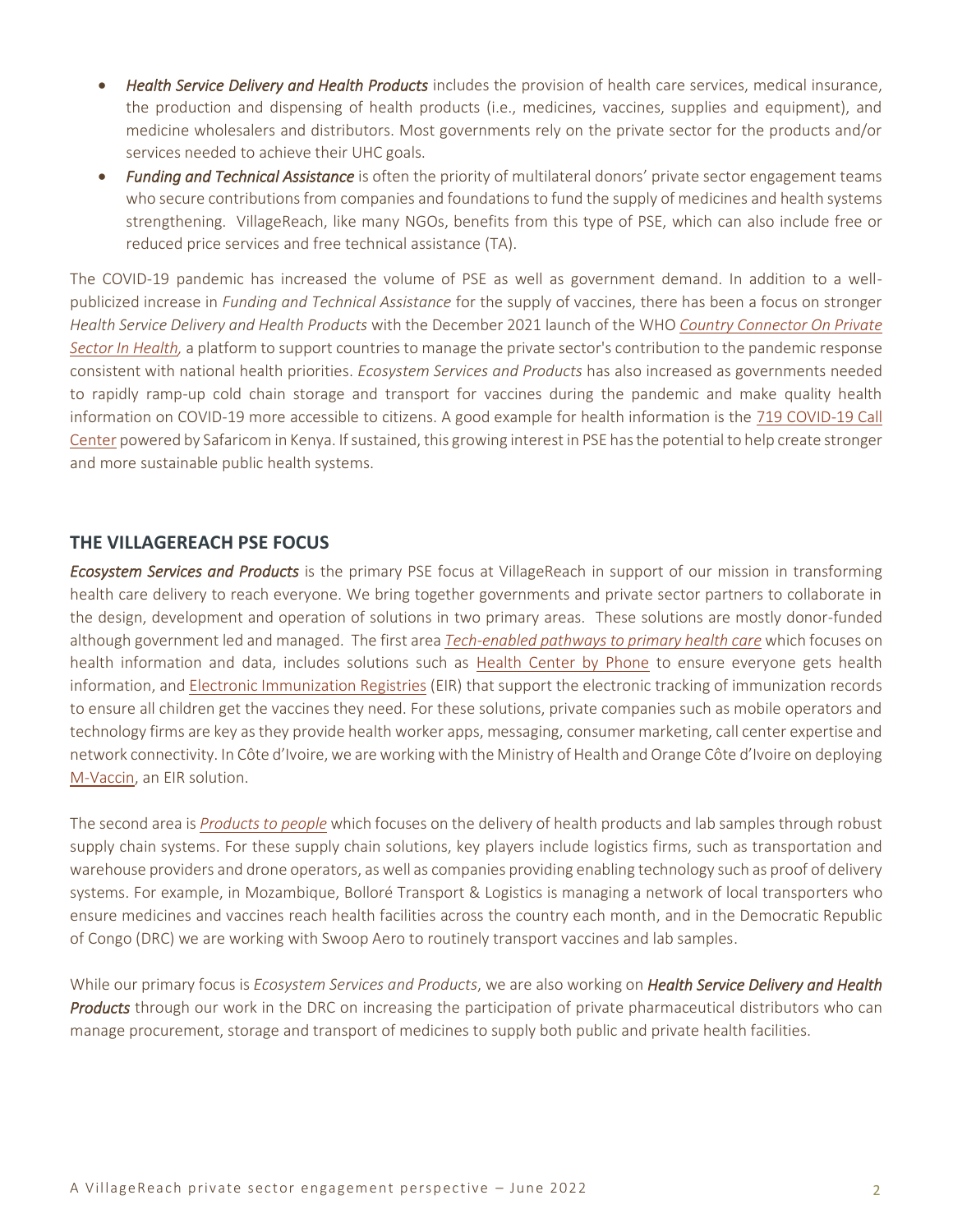- ***Health Service Delivery and Health Products*** includes the provision of health care services, medical insurance, the production and dispensing of health products (i.e., medicines, vaccines, supplies and equipment), and medicine wholesalers and distributors. Most governments rely on the private sector for the products and/or services needed to achieve their UHC goals.
- ***Funding and Technical Assistance*** is often the priority of multilateral donors' private sector engagement teams who secure contributions from companies and foundations to fund the supply of medicines and health systems strengthening. VillageReach, like many NGOs, benefits from this type of PSE, which can also include free or reduced price services and free technical assistance (TA).

The COVID-19 pandemic has increased the volume of PSE as well as government demand. In addition to a well-publicized increase in *Funding and Technical Assistance* for the supply of vaccines, there has been a focus on stronger *Health Service Delivery and Health Products* with the December 2021 launch of the WHO *Country Connector On Private Sector In Health*, a platform to support countries to manage the private sector's contribution to the pandemic response consistent with national health priorities. *Ecosystem Services and Products* has also increased as governments needed to rapidly ramp-up cold chain storage and transport for vaccines during the pandemic and make quality health information on COVID-19 more accessible to citizens. A good example for health information is the 719 COVID-19 Call Center powered by Safaricom in Kenya. If sustained, this growing interest in PSE has the potential to help create stronger and more sustainable public health systems.

## THE VILLAGEREACH PSE FOCUS

***Ecosystem Services and Products*** is the primary PSE focus at VillageReach in support of our mission in transforming health care delivery to reach everyone. We bring together governments and private sector partners to collaborate in the design, development and operation of solutions in two primary areas. These solutions are mostly donor-funded although government led and managed. The first area *Tech-enabled pathways to primary health care* which focuses on health information and data, includes solutions such as Health Center by Phone to ensure everyone gets health information, and Electronic Immunization Registries (EIR) that support the electronic tracking of immunization records to ensure all children get the vaccines they need. For these solutions, private companies such as mobile operators and technology firms are key as they provide health worker apps, messaging, consumer marketing, call center expertise and network connectivity. In Côte d'Ivoire, we are working with the Ministry of Health and Orange Côte d'Ivoire on deploying M-Vaccin, an EIR solution.

The second area is *Products to people* which focuses on the delivery of health products and lab samples through robust supply chain systems. For these supply chain solutions, key players include logistics firms, such as transportation and warehouse providers and drone operators, as well as companies providing enabling technology such as proof of delivery systems. For example, in Mozambique, Bolloré Transport & Logistics is managing a network of local transporters who ensure medicines and vaccines reach health facilities across the country each month, and in the Democratic Republic of Congo (DRC) we are working with Swoop Aero to routinely transport vaccines and lab samples.

While our primary focus is *Ecosystem Services and Products*, we are also working on ***Health Service Delivery and Health Products*** through our work in the DRC on increasing the participation of private pharmaceutical distributors who can manage procurement, storage and transport of medicines to supply both public and private health facilities.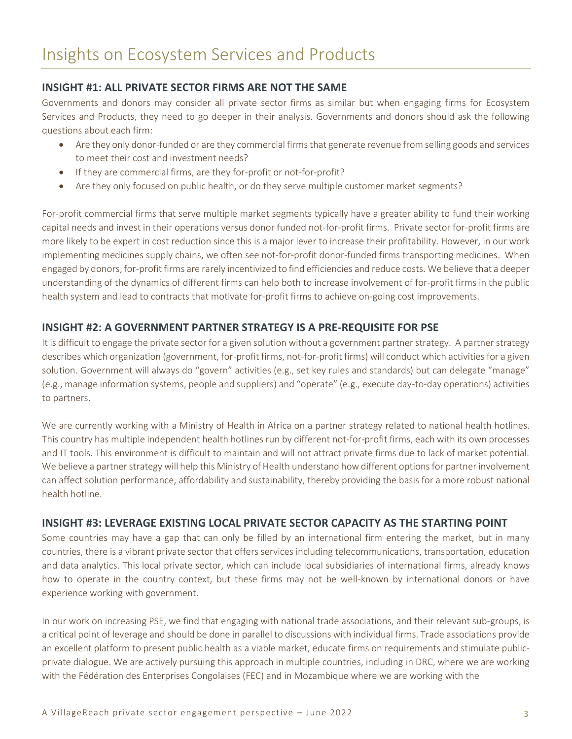# Insights on Ecosystem Services and Products

## INSIGHT #1: ALL PRIVATE SECTOR FIRMS ARE NOT THE SAME

Governments and donors may consider all private sector firms as similar but when engaging firms for Ecosystem Services and Products, they need to go deeper in their analysis. Governments and donors should ask the following questions about each firm:

- Are they only donor-funded or are they commercial firms that generate revenue from selling goods and services to meet their cost and investment needs?
- If they are commercial firms, are they for-profit or not-for-profit?
- Are they only focused on public health, or do they serve multiple customer market segments?

For-profit commercial firms that serve multiple market segments typically have a greater ability to fund their working capital needs and invest in their operations versus donor funded not-for-profit firms. Private sector for-profit firms are more likely to be expert in cost reduction since this is a major lever to increase their profitability. However, in our work implementing medicines supply chains, we often see not-for-profit donor-funded firms transporting medicines. When engaged by donors, for-profit firms are rarely incentivized to find efficiencies and reduce costs. We believe that a deeper understanding of the dynamics of different firms can help both to increase involvement of for-profit firms in the public health system and lead to contracts that motivate for-profit firms to achieve on-going cost improvements.

## INSIGHT #2: A GOVERNMENT PARTNER STRATEGY IS A PRE-REQUISITE FOR PSE

It is difficult to engage the private sector for a given solution without a government partner strategy. A partner strategy describes which organization (government, for-profit firms, not-for-profit firms) will conduct which activities for a given solution. Government will always do "govern" activities (e.g., set key rules and standards) but can delegate "manage" (e.g., manage information systems, people and suppliers) and "operate" (e.g., execute day-to-day operations) activities to partners.

We are currently working with a Ministry of Health in Africa on a partner strategy related to national health hotlines. This country has multiple independent health hotlines run by different not-for-profit firms, each with its own processes and IT tools. This environment is difficult to maintain and will not attract private firms due to lack of market potential. We believe a partner strategy will help this Ministry of Health understand how different options for partner involvement can affect solution performance, affordability and sustainability, thereby providing the basis for a more robust national health hotline.

## INSIGHT #3: LEVERAGE EXISTING LOCAL PRIVATE SECTOR CAPACITY AS THE STARTING POINT

Some countries may have a gap that can only be filled by an international firm entering the market, but in many countries, there is a vibrant private sector that offers services including telecommunications, transportation, education and data analytics. This local private sector, which can include local subsidiaries of international firms, already knows how to operate in the country context, but these firms may not be well-known by international donors or have experience working with government.

In our work on increasing PSE, we find that engaging with national trade associations, and their relevant sub-groups, is a critical point of leverage and should be done in parallel to discussions with individual firms. Trade associations provide an excellent platform to present public health as a viable market, educate firms on requirements and stimulate public-private dialogue. We are actively pursuing this approach in multiple countries, including in DRC, where we are working with the Fédération des Enterprises Congolaises (FEC) and in Mozambique where we are working with the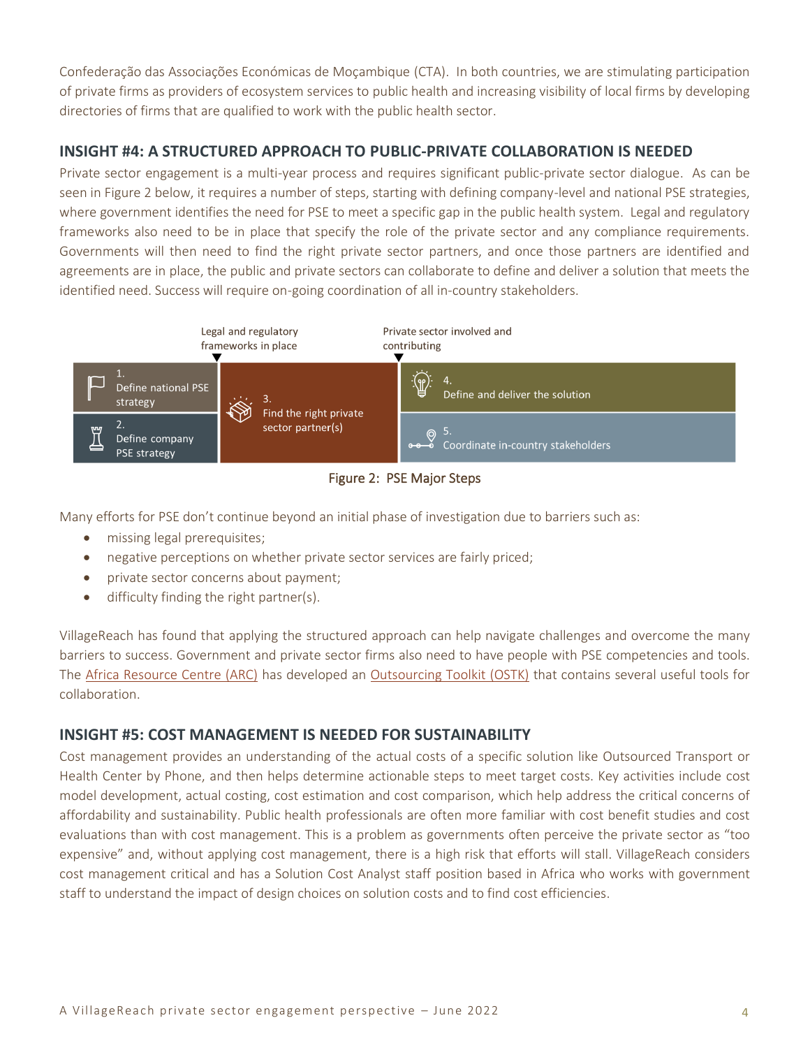Confederação das Associações Económicas de Moçambique (CTA). In both countries, we are stimulating participation of private firms as providers of ecosystem services to public health and increasing visibility of local firms by developing directories of firms that are qualified to work with the public health sector.

## INSIGHT #4: A STRUCTURED APPROACH TO PUBLIC-PRIVATE COLLABORATION IS NEEDED

Private sector engagement is a multi-year process and requires significant public-private sector dialogue. As can be seen in Figure 2 below, it requires a number of steps, starting with defining company-level and national PSE strategies, where government identifies the need for PSE to meet a specific gap in the public health system. Legal and regulatory frameworks also need to be in place that specify the role of the private sector and any compliance requirements. Governments will then need to find the right private sector partners, and once those partners are identified and agreements are in place, the public and private sectors can collaborate to define and deliver a solution that meets the identified need. Success will require on-going coordination of all in-country stakeholders.

Legal and regulatory frameworks in place

Private sector involved and contributing

1. Define national PSE strategy
2. Define company PSE strategy
3. Find the right private sector partner(s)
4. Define and deliver the solution
5. Coordinate in-country stakeholders

Figure 2: PSE Major Steps

Many efforts for PSE don't continue beyond an initial phase of investigation due to barriers such as:

- missing legal prerequisites;
- negative perceptions on whether private sector services are fairly priced;
- private sector concerns about payment;
- difficulty finding the right partner(s).

VillageReach has found that applying the structured approach can help navigate challenges and overcome the many barriers to success. Government and private sector firms also need to have people with PSE competencies and tools. The Africa Resource Centre (ARC) has developed an Outsourcing Toolkit (OSTK) that contains several useful tools for collaboration.

## INSIGHT #5: COST MANAGEMENT IS NEEDED FOR SUSTAINABILITY

Cost management provides an understanding of the actual costs of a specific solution like Outsourced Transport or Health Center by Phone, and then helps determine actionable steps to meet target costs. Key activities include cost model development, actual costing, cost estimation and cost comparison, which help address the critical concerns of affordability and sustainability. Public health professionals are often more familiar with cost benefit studies and cost evaluations than with cost management. This is a problem as governments often perceive the private sector as "too expensive" and, without applying cost management, there is a high risk that efforts will stall. VillageReach considers cost management critical and has a Solution Cost Analyst staff position based in Africa who works with government staff to understand the impact of design choices on solution costs and to find cost efficiencies.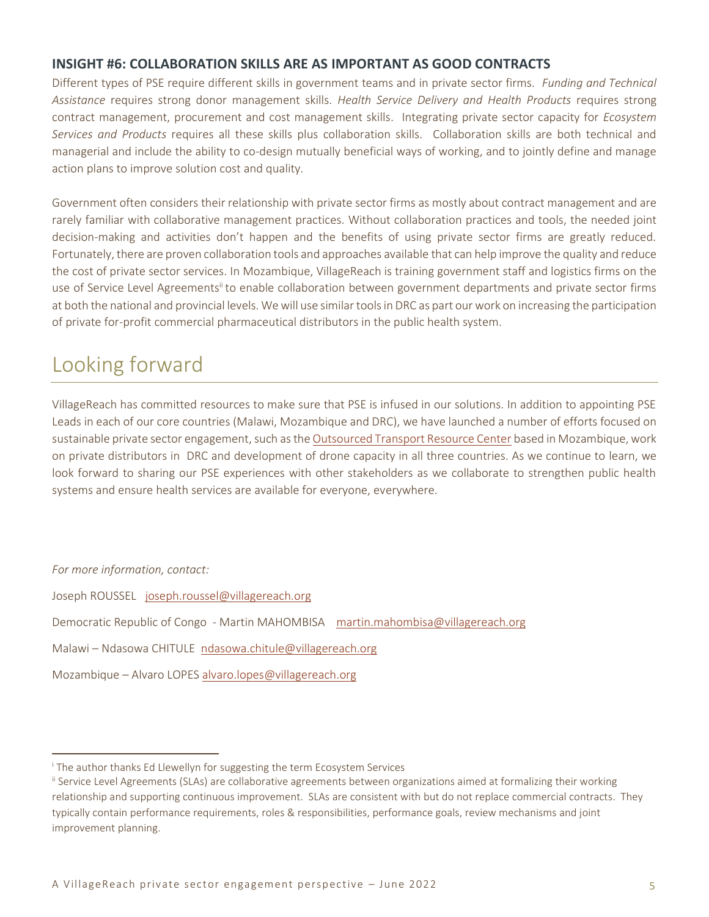### INSIGHT #6: COLLABORATION SKILLS ARE AS IMPORTANT AS GOOD CONTRACTS

Different types of PSE require different skills in government teams and in private sector firms. *Funding and Technical Assistance* requires strong donor management skills. *Health Service Delivery and Health Products* requires strong contract management, procurement and cost management skills. Integrating private sector capacity for *Ecosystem Services and Products* requires all these skills plus collaboration skills. Collaboration skills are both technical and managerial and include the ability to co-design mutually beneficial ways of working, and to jointly define and manage action plans to improve solution cost and quality.

Government often considers their relationship with private sector firms as mostly about contract management and are rarely familiar with collaborative management practices. Without collaboration practices and tools, the needed joint decision-making and activities don't happen and the benefits of using private sector firms are greatly reduced. Fortunately, there are proven collaboration tools and approaches available that can help improve the quality and reduce the cost of private sector services. In Mozambique, VillageReach is training government staff and logistics firms on the use of Service Level Agreements[ii] to enable collaboration between government departments and private sector firms at both the national and provincial levels. We will use similar tools in DRC as part our work on increasing the participation of private for-profit commercial pharmaceutical distributors in the public health system.

# Looking forward

VillageReach has committed resources to make sure that PSE is infused in our solutions. In addition to appointing PSE Leads in each of our core countries (Malawi, Mozambique and DRC), we have launched a number of efforts focused on sustainable private sector engagement, such as the Outsourced Transport Resource Center based in Mozambique, work on private distributors in DRC and development of drone capacity in all three countries. As we continue to learn, we look forward to sharing our PSE experiences with other stakeholders as we collaborate to strengthen public health systems and ensure health services are available for everyone, everywhere.

*For more information, contact:*

Joseph ROUSSEL joseph.roussel@villagereach.org

Democratic Republic of Congo - Martin MAHOMBISA martin.mahombisa@villagereach.org

Malawi – Ndasowa CHITULE ndasowa.chitule@villagereach.org

Mozambique – Alvaro LOPES alvaro.lopes@villagereach.org

---

[i] The author thanks Ed Llewellyn for suggesting the term Ecosystem Services

[ii] Service Level Agreements (SLAs) are collaborative agreements between organizations aimed at formalizing their working relationship and supporting continuous improvement. SLAs are consistent with but do not replace commercial contracts. They typically contain performance requirements, roles & responsibilities, performance goals, review mechanisms and joint improvement planning.